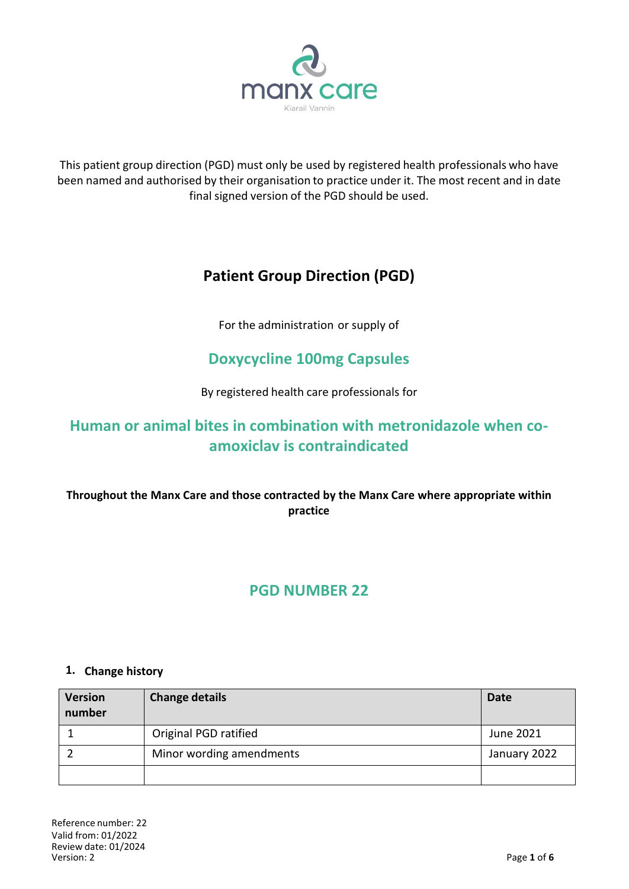manx care

Kiarail Vannin

This patient group direction (PGD) must only be used by registered health professionals who have been named and authorised by their organisation to practice under it. The most recent and in date final signed version of the PGD should be used.

# Patient Group Direction (PGD)

For the administration or supply of

## Doxycycline 100mg Capsules

By registered health care professionals for

## Human or animal bites in combination with metronidazole when co-amoxiclav is contraindicated

**Throughout the Manx Care and those contracted by the Manx Care where appropriate within practice**

## PGD NUMBER 22

### 1. Change history

| Version number | Change details | Date |
|---|---|---|
| 1 | Original PGD ratified | June 2021 |
| 2 | Minor wording amendments | January 2022 |
| | | |

Reference number: 22
Valid from: 01/2022
Review date: 01/2024
Version: 2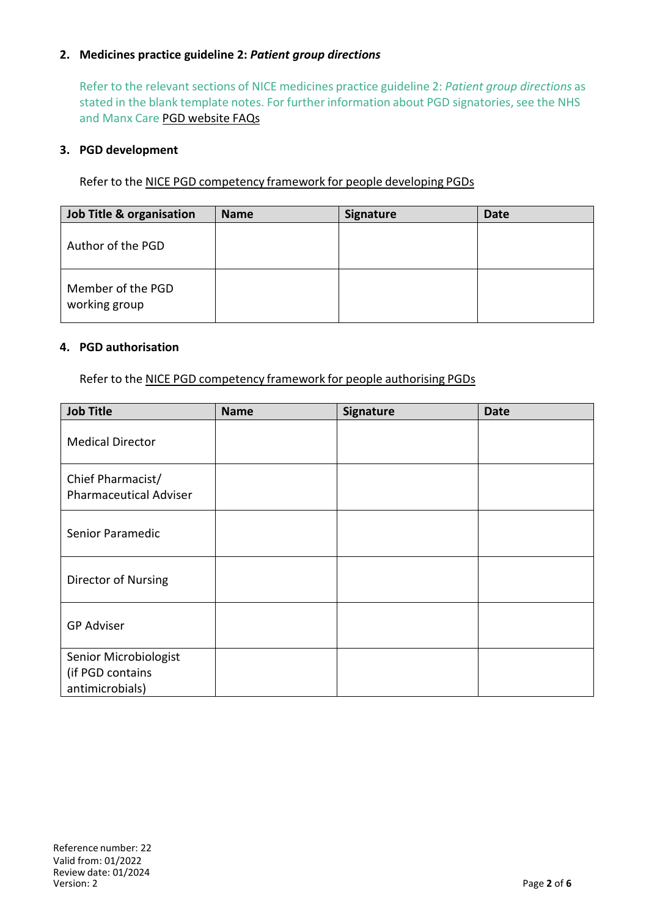## 2. Medicines practice guideline 2: *Patient group directions*

Refer to the relevant sections of NICE medicines practice guideline 2: *Patient group directions* as stated in the blank template notes. For further information about PGD signatories, see the NHS and Manx Care PGD website FAQs

## 3. PGD development

Refer to the NICE PGD competency framework for people developing PGDs

| Job Title & organisation | Name | Signature | Date |
|---|---|---|---|
| Author of the PGD | | | |
| Member of the PGD working group | | | |

## 4. PGD authorisation

Refer to the NICE PGD competency framework for people authorising PGDs

| Job Title | Name | Signature | Date |
|---|---|---|---|
| Medical Director | | | |
| Chief Pharmacist/ Pharmaceutical Adviser | | | |
| Senior Paramedic | | | |
| Director of Nursing | | | |
| GP Adviser | | | |
| Senior Microbiologist (if PGD contains antimicrobials) | | | |

Reference number: 22
Valid from: 01/2022
Review date: 01/2024
Version: 2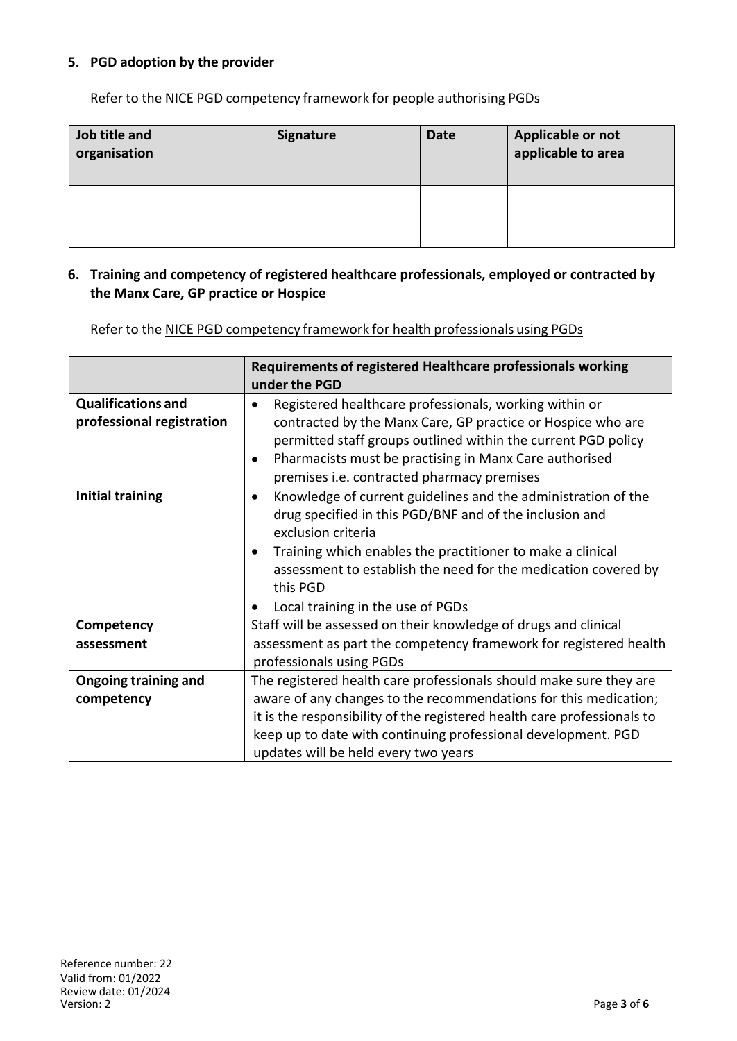## 5. PGD adoption by the provider

Refer to the NICE PGD competency framework for people authorising PGDs

| Job title and organisation | Signature | Date | Applicable or not applicable to area |
|---|---|---|---|
| | | | |

## 6. Training and competency of registered healthcare professionals, employed or contracted by the Manx Care, GP practice or Hospice

Refer to the NICE PGD competency framework for health professionals using PGDs

| | Requirements of registered Healthcare professionals working under the PGD |
|---|---|
| **Qualifications and professional registration** | • Registered healthcare professionals, working within or contracted by the Manx Care, GP practice or Hospice who are permitted staff groups outlined within the current PGD policy<br>• Pharmacists must be practising in Manx Care authorised premises i.e. contracted pharmacy premises |
| **Initial training** | • Knowledge of current guidelines and the administration of the drug specified in this PGD/BNF and of the inclusion and exclusion criteria<br>• Training which enables the practitioner to make a clinical assessment to establish the need for the medication covered by this PGD<br>• Local training in the use of PGDs |
| **Competency assessment** | Staff will be assessed on their knowledge of drugs and clinical assessment as part the competency framework for registered health professionals using PGDs |
| **Ongoing training and competency** | The registered health care professionals should make sure they are aware of any changes to the recommendations for this medication; it is the responsibility of the registered health care professionals to keep up to date with continuing professional development. PGD updates will be held every two years |

Reference number: 22
Valid from: 01/2022
Review date: 01/2024
Version: 2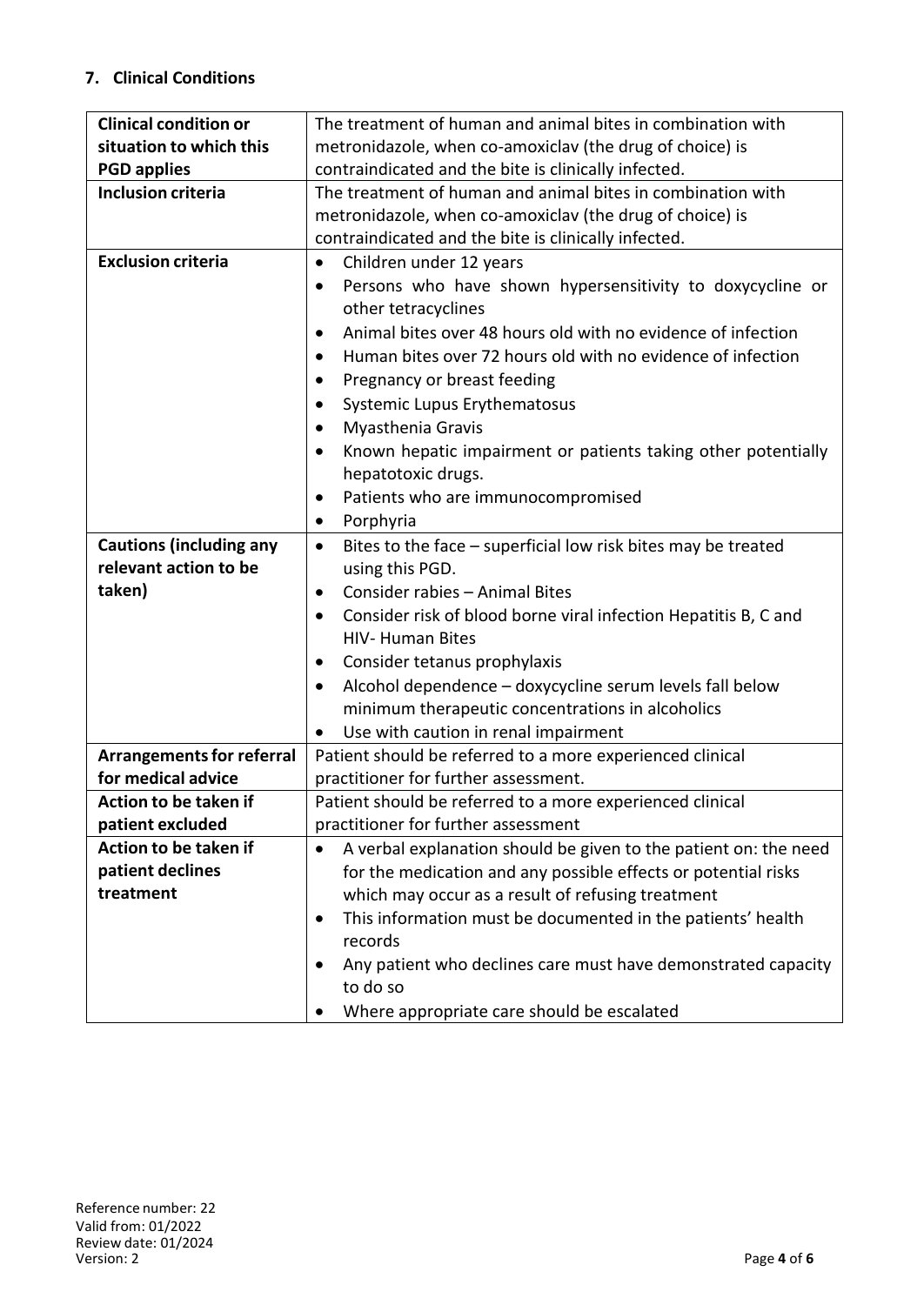## 7. Clinical Conditions

| | |
|---|---|
| **Clinical condition or situation to which this PGD applies** | The treatment of human and animal bites in combination with metronidazole, when co-amoxiclav (the drug of choice) is contraindicated and the bite is clinically infected. |
| **Inclusion criteria** | The treatment of human and animal bites in combination with metronidazole, when co-amoxiclav (the drug of choice) is contraindicated and the bite is clinically infected. |
| **Exclusion criteria** | • Children under 12 years<br>• Persons who have shown hypersensitivity to doxycycline or other tetracyclines<br>• Animal bites over 48 hours old with no evidence of infection<br>• Human bites over 72 hours old with no evidence of infection<br>• Pregnancy or breast feeding<br>• Systemic Lupus Erythematosus<br>• Myasthenia Gravis<br>• Known hepatic impairment or patients taking other potentially hepatotoxic drugs.<br>• Patients who are immunocompromised<br>• Porphyria |
| **Cautions (including any relevant action to be taken)** | • Bites to the face – superficial low risk bites may be treated using this PGD.<br>• Consider rabies – Animal Bites<br>• Consider risk of blood borne viral infection Hepatitis B, C and HIV- Human Bites<br>• Consider tetanus prophylaxis<br>• Alcohol dependence – doxycycline serum levels fall below minimum therapeutic concentrations in alcoholics<br>• Use with caution in renal impairment |
| **Arrangements for referral for medical advice** | Patient should be referred to a more experienced clinical practitioner for further assessment. |
| **Action to be taken if patient excluded** | Patient should be referred to a more experienced clinical practitioner for further assessment |
| **Action to be taken if patient declines treatment** | • A verbal explanation should be given to the patient on: the need for the medication and any possible effects or potential risks which may occur as a result of refusing treatment<br>• This information must be documented in the patients' health records<br>• Any patient who declines care must have demonstrated capacity to do so<br>• Where appropriate care should be escalated |

Reference number: 22
Valid from: 01/2022
Review date: 01/2024
Version: 2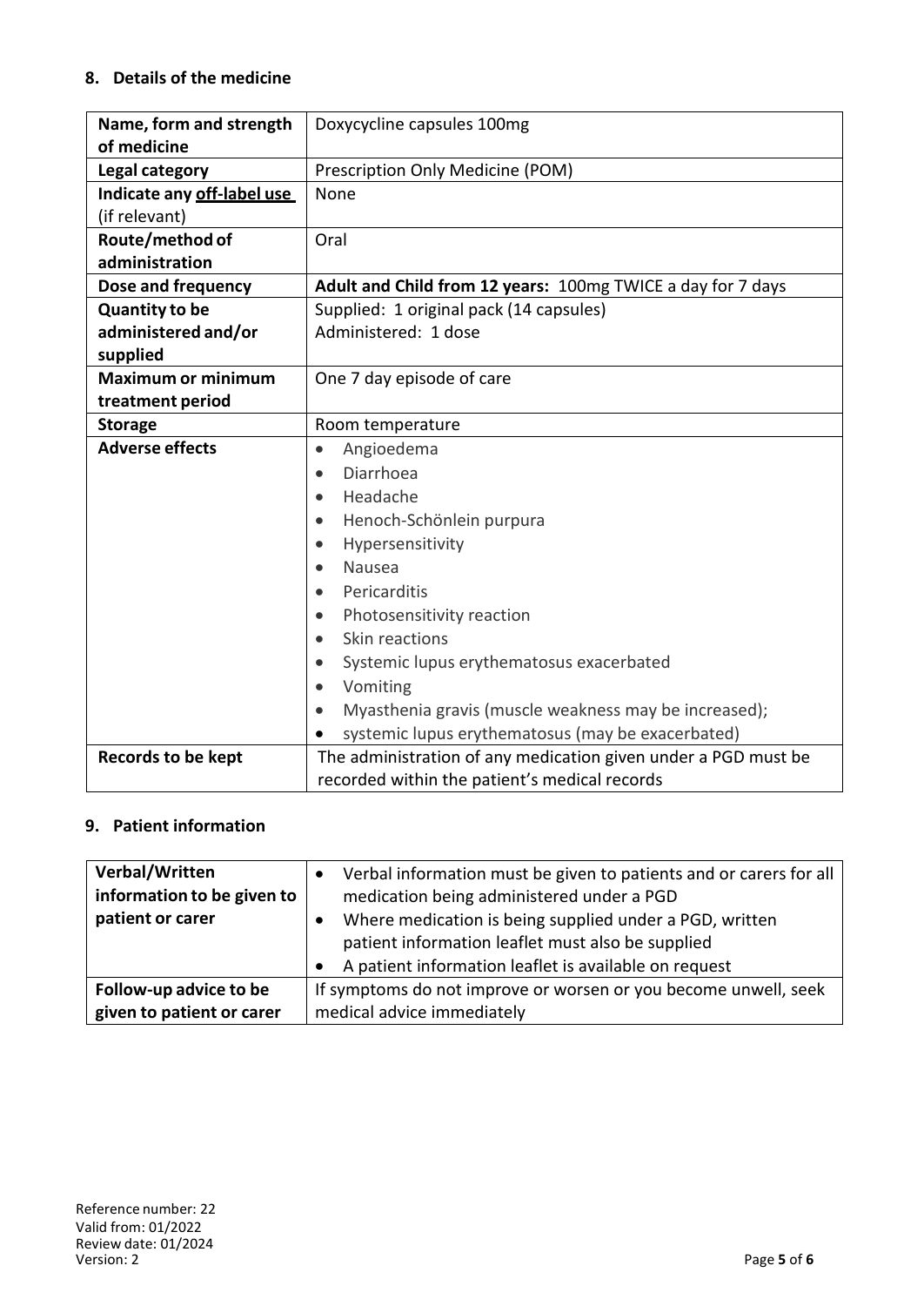## 8. Details of the medicine

| Name, form and strength of medicine | Doxycycline capsules 100mg |
|---|---|
| Legal category | Prescription Only Medicine (POM) |
| Indicate any <u>off-label use</u> (if relevant) | None |
| Route/method of administration | Oral |
| **Dose and frequency** | **Adult and Child from 12 years:** 100mg TWICE a day for 7 days |
| **Quantity to be administered and/or supplied** | Supplied: 1 original pack (14 capsules)<br>Administered: 1 dose |
| **Maximum or minimum treatment period** | One 7 day episode of care |
| **Storage** | Room temperature |
| **Adverse effects** | • Angioedema<br>• Diarrhoea<br>• Headache<br>• Henoch-Schönlein purpura<br>• Hypersensitivity<br>• Nausea<br>• Pericarditis<br>• Photosensitivity reaction<br>• Skin reactions<br>• Systemic lupus erythematosus exacerbated<br>• Vomiting<br>• Myasthenia gravis (muscle weakness may be increased);<br>• systemic lupus erythematosus (may be exacerbated) |
| **Records to be kept** | The administration of any medication given under a PGD must be recorded within the patient's medical records |

## 9. Patient information

| Verbal/Written information to be given to patient or carer | • Verbal information must be given to patients and or carers for all medication being administered under a PGD<br>• Where medication is being supplied under a PGD, written patient information leaflet must also be supplied<br>• A patient information leaflet is available on request |
|---|---|
| **Follow-up advice to be given to patient or carer** | If symptoms do not improve or worsen or you become unwell, seek medical advice immediately |

Reference number: 22
Valid from: 01/2022
Review date: 01/2024
Version: 2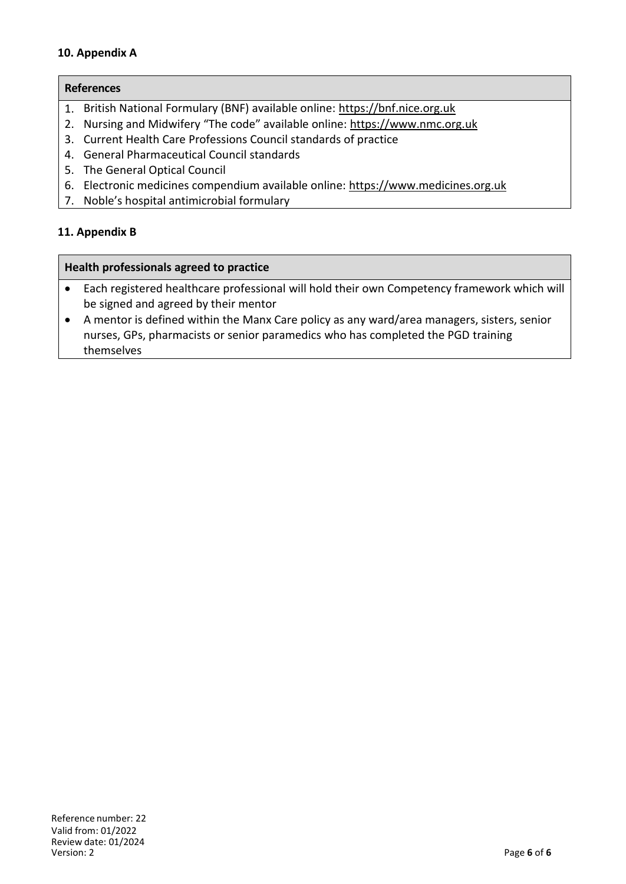## 10. Appendix A

| References |
|---|
| 1. British National Formulary (BNF) available online: https://bnf.nice.org.uk |
| 2. Nursing and Midwifery "The code" available online: https://www.nmc.org.uk |
| 3. Current Health Care Professions Council standards of practice |
| 4. General Pharmaceutical Council standards |
| 5. The General Optical Council |
| 6. Electronic medicines compendium available online: https://www.medicines.org.uk |
| 7. Noble's hospital antimicrobial formulary |

## 11. Appendix B

| Health professionals agreed to practice |
|---|
| • Each registered healthcare professional will hold their own Competency framework which will be signed and agreed by their mentor |
| • A mentor is defined within the Manx Care policy as any ward/area managers, sisters, senior nurses, GPs, pharmacists or senior paramedics who has completed the PGD training themselves |

Reference number: 22
Valid from: 01/2022
Review date: 01/2024
Version: 2